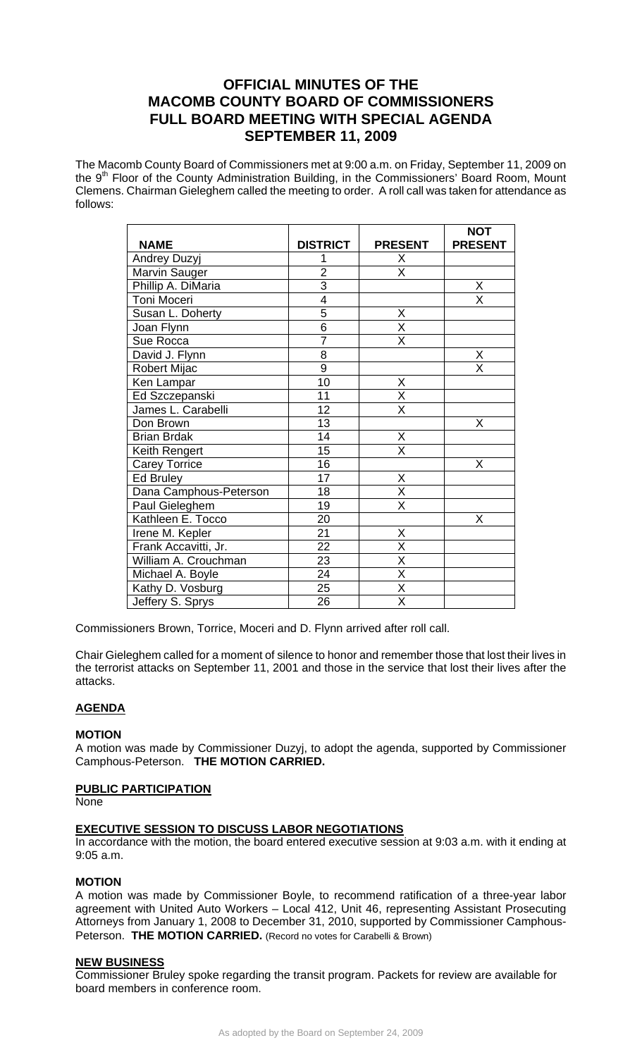# OFFICIAL MINUTES OF THE MACOMB COUNTY BOARD OF COMMISSIONERS FULL BOARD MEETING WITH SPECIAL AGENDA SEPTEMBER 11, 2009

The Macomb County Board of Commissioners met at 9:00 a.m. on Friday, September 11, 2009 on the 9th Floor of the County Administration Building, in the Commissioners' Board Room, Mount Clemens. Chairman Gieleghem called the meeting to order. A roll call was taken for attendance as follows:

| NAME | DISTRICT | PRESENT | NOT PRESENT |
|---|---|---|---|
| Andrey Duzyj | 1 | X | |
| Marvin Sauger | 2 | X | |
| Phillip A. DiMaria | 3 | | X |
| Toni Moceri | 4 | | X |
| Susan L. Doherty | 5 | X | |
| Joan Flynn | 6 | X | |
| Sue Rocca | 7 | X | |
| David J. Flynn | 8 | | X |
| Robert Mijac | 9 | | X |
| Ken Lampar | 10 | X | |
| Ed Szczepanski | 11 | X | |
| James L. Carabelli | 12 | X | |
| Don Brown | 13 | | X |
| Brian Brdak | 14 | X | |
| Keith Rengert | 15 | X | |
| Carey Torrice | 16 | | X |
| Ed Bruley | 17 | X | |
| Dana Camphous-Peterson | 18 | X | |
| Paul Gieleghem | 19 | X | |
| Kathleen E. Tocco | 20 | | X |
| Irene M. Kepler | 21 | X | |
| Frank Accavitti, Jr. | 22 | X | |
| William A. Crouchman | 23 | X | |
| Michael A. Boyle | 24 | X | |
| Kathy D. Vosburg | 25 | X | |
| Jeffery S. Sprys | 26 | X | |

Commissioners Brown, Torrice, Moceri and D. Flynn arrived after roll call.

Chair Gieleghem called for a moment of silence to honor and remember those that lost their lives in the terrorist attacks on September 11, 2001 and those in the service that lost their lives after the attacks.

## AGENDA

### MOTION

A motion was made by Commissioner Duzyj, to adopt the agenda, supported by Commissioner Camphous-Peterson. **THE MOTION CARRIED.**

## PUBLIC PARTICIPATION

None

## EXECUTIVE SESSION TO DISCUSS LABOR NEGOTIATIONS

In accordance with the motion, the board entered executive session at 9:03 a.m. with it ending at 9:05 a.m.

### MOTION

A motion was made by Commissioner Boyle, to recommend ratification of a three-year labor agreement with United Auto Workers – Local 412, Unit 46, representing Assistant Prosecuting Attorneys from January 1, 2008 to December 31, 2010, supported by Commissioner Camphous-Peterson. **THE MOTION CARRIED.** (Record no votes for Carabelli & Brown)

## NEW BUSINESS

Commissioner Bruley spoke regarding the transit program. Packets for review are available for board members in conference room.

As adopted by the Board on September 24, 2009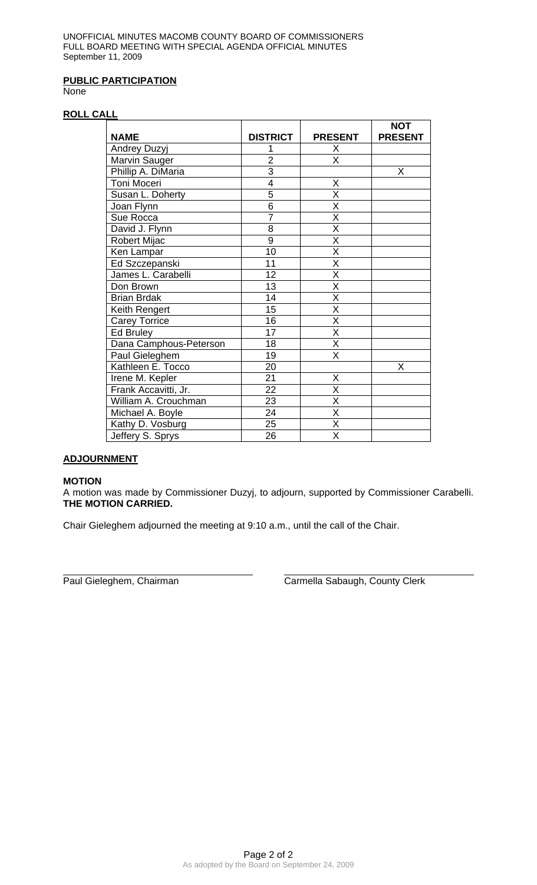UNOFFICIAL MINUTES MACOMB COUNTY BOARD OF COMMISSIONERS
FULL BOARD MEETING WITH SPECIAL AGENDA OFFICIAL MINUTES
September 11, 2009

**PUBLIC PARTICIPATION**
None

**ROLL CALL**

| NAME | DISTRICT | PRESENT | NOT PRESENT |
|---|---|---|---|
| Andrey Duzyj | 1 | X | |
| Marvin Sauger | 2 | X | |
| Phillip A. DiMaria | 3 | | X |
| Toni Moceri | 4 | X | |
| Susan L. Doherty | 5 | X | |
| Joan Flynn | 6 | X | |
| Sue Rocca | 7 | X | |
| David J. Flynn | 8 | X | |
| Robert Mijac | 9 | X | |
| Ken Lampar | 10 | X | |
| Ed Szczepanski | 11 | X | |
| James L. Carabelli | 12 | X | |
| Don Brown | 13 | X | |
| Brian Brdak | 14 | X | |
| Keith Rengert | 15 | X | |
| Carey Torrice | 16 | X | |
| Ed Bruley | 17 | X | |
| Dana Camphous-Peterson | 18 | X | |
| Paul Gieleghem | 19 | X | |
| Kathleen E. Tocco | 20 | | X |
| Irene M. Kepler | 21 | X | |
| Frank Accavitti, Jr. | 22 | X | |
| William A. Crouchman | 23 | X | |
| Michael A. Boyle | 24 | X | |
| Kathy D. Vosburg | 25 | X | |
| Jeffery S. Sprys | 26 | X | |

**ADJOURNMENT**

**MOTION**
A motion was made by Commissioner Duzyj, to adjourn, supported by Commissioner Carabelli.
**THE MOTION CARRIED.**

Chair Gieleghem adjourned the meeting at 9:10 a.m., until the call of the Chair.

Paul Gieleghem, Chairman

Carmella Sabaugh, County Clerk

As adopted by the Board on September 24, 2009